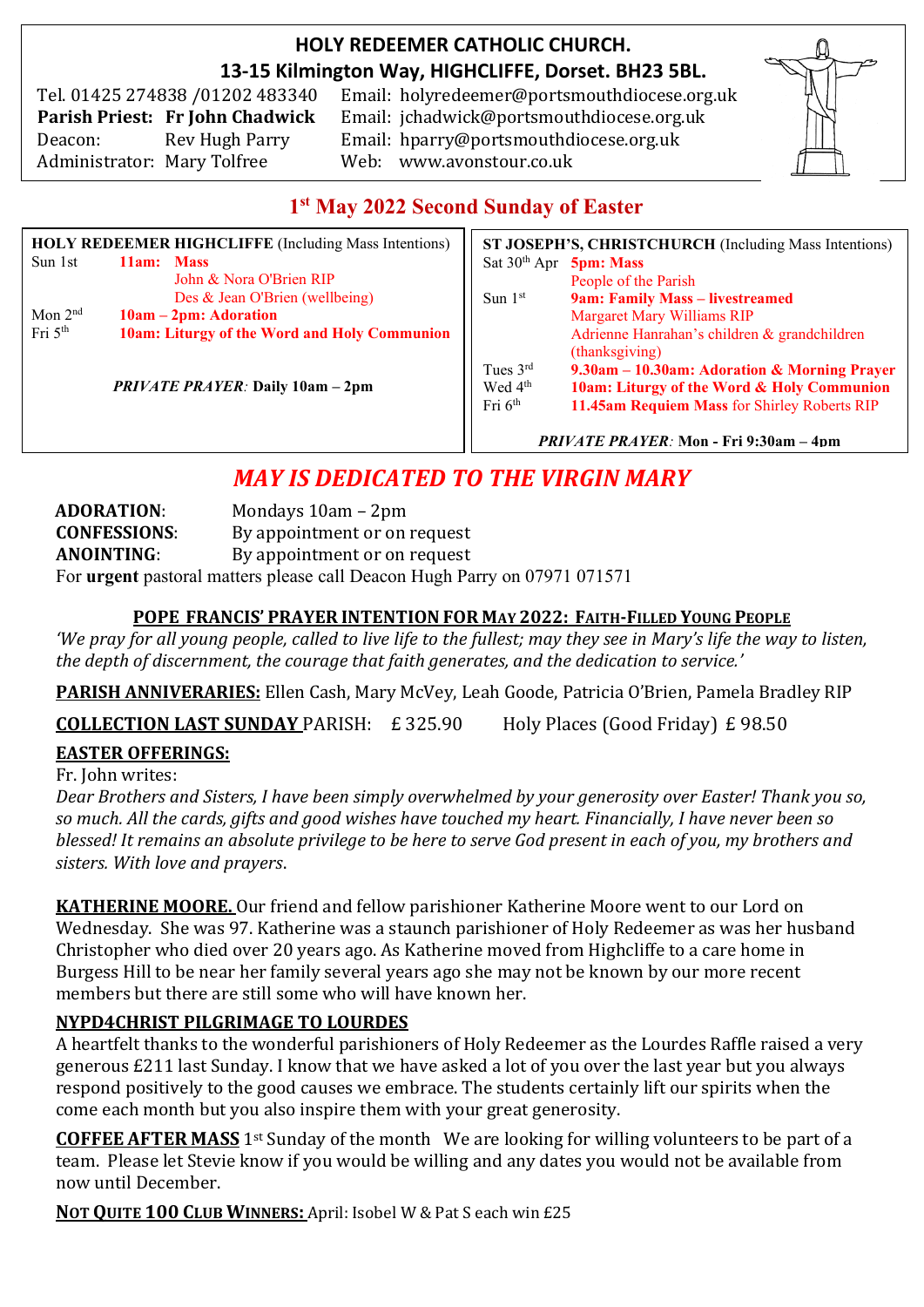# HOLY REDEEMER CATHOLIC CHURCH.

## 13-15 Kilmington Way, HIGHCLIFFE, Dorset. BH23 5BL.

Tel. 01425 274838 /01202 483340 Email: holyredeemer@portsmouthdiocese.org.uk
**Parish Priest: Fr John Chadwick** Email: jchadwick@portsmouthdiocese.org.uk
Deacon: Rev Hugh Parry Email: hparry@portsmouthdiocese.org.uk
Administrator: Mary Tolfree Web: www.avonstour.co.uk

## 1st May 2022 Second Sunday of Easter

**HOLY REDEEMER HIGHCLIFFE** (Including Mass Intentions)

| | |
|---|---|
| Sun 1st | **11am: Mass**<br>John & Nora O'Brien RIP<br>Des & Jean O'Brien (wellbeing) |
| Mon 2nd | **10am – 2pm: Adoration** |
| Fri 5th | **10am: Liturgy of the Word and Holy Communion** |

***PRIVATE PRAYER:*** **Daily 10am – 2pm**

**ST JOSEPH'S, CHRISTCHURCH** (Including Mass Intentions)

| | |
|---|---|
| Sat 30th Apr | **5pm: Mass**<br>People of the Parish |
| Sun 1st | **9am: Family Mass – livestreamed**<br>Margaret Mary Williams RIP<br>Adrienne Hanrahan's children & grandchildren (thanksgiving) |
| Tues 3rd | **9.30am – 10.30am: Adoration & Morning Prayer** |
| Wed 4th | **10am: Liturgy of the Word & Holy Communion** |
| Fri 6th | **11.45am Requiem Mass** for Shirley Roberts RIP |

***PRIVATE PRAYER:*** **Mon - Fri 9:30am – 4pm**

## *MAY IS DEDICATED TO THE VIRGIN MARY*

**ADORATION**: Mondays 10am – 2pm
**CONFESSIONS**: By appointment or on request
**ANOINTING**: By appointment or on request
For **urgent** pastoral matters please call Deacon Hugh Parry on 07971 071571

**POPE FRANCIS' PRAYER INTENTION FOR MAY 2022: FAITH-FILLED YOUNG PEOPLE**
*'We pray for all young people, called to live life to the fullest; may they see in Mary's life the way to listen, the depth of discernment, the courage that faith generates, and the dedication to service.'*

**PARISH ANNIVERARIES:** Ellen Cash, Mary McVey, Leah Goode, Patricia O'Brien, Pamela Bradley RIP

**COLLECTION LAST SUNDAY** PARISH: £ 325.90 Holy Places (Good Friday) £ 98.50

**EASTER OFFERINGS:**
Fr. John writes:
*Dear Brothers and Sisters, I have been simply overwhelmed by your generosity over Easter! Thank you so, so much. All the cards, gifts and good wishes have touched my heart. Financially, I have never been so blessed! It remains an absolute privilege to be here to serve God present in each of you, my brothers and sisters. With love and prayers*.

**KATHERINE MOORE.** Our friend and fellow parishioner Katherine Moore went to our Lord on Wednesday. She was 97. Katherine was a staunch parishioner of Holy Redeemer as was her husband Christopher who died over 20 years ago. As Katherine moved from Highcliffe to a care home in Burgess Hill to be near her family several years ago she may not be known by our more recent members but there are still some who will have known her.

**NYPD4CHRIST PILGRIMAGE TO LOURDES**
A heartfelt thanks to the wonderful parishioners of Holy Redeemer as the Lourdes Raffle raised a very generous £211 last Sunday. I know that we have asked a lot of you over the last year but you always respond positively to the good causes we embrace. The students certainly lift our spirits when the come each month but you also inspire them with your great generosity.

**COFFEE AFTER MASS** 1st Sunday of the month We are looking for willing volunteers to be part of a team. Please let Stevie know if you would be willing and any dates you would not be available from now until December.

**NOT QUITE 100 CLUB WINNERS:** April: Isobel W & Pat S each win £25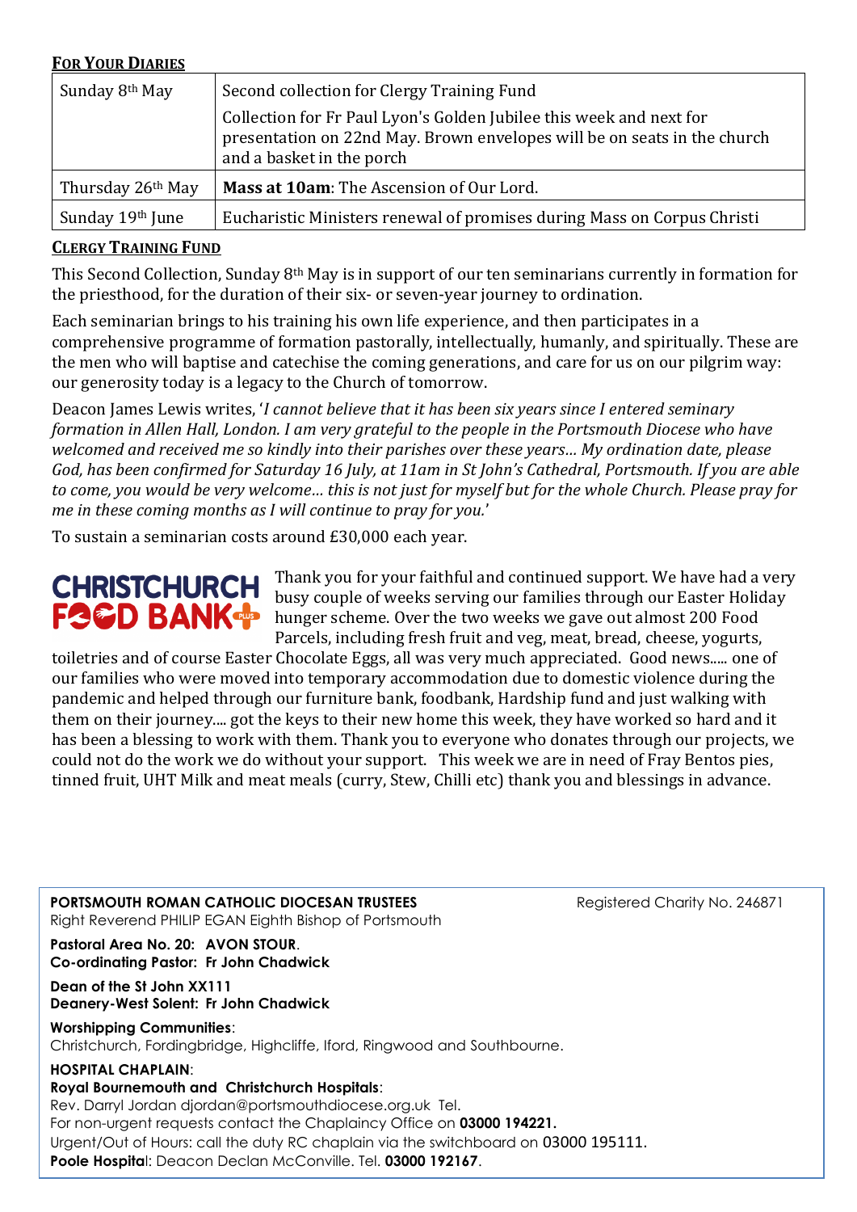## **For Your Diaries**

| | |
|---|---|
| Sunday 8th May | Second collection for Clergy Training Fund<br>Collection for Fr Paul Lyon's Golden Jubilee this week and next for presentation on 22nd May. Brown envelopes will be on seats in the church and a basket in the porch |
| Thursday 26th May | **Mass at 10am**: The Ascension of Our Lord. |
| Sunday 19th June | Eucharistic Ministers renewal of promises during Mass on Corpus Christi |

## **Clergy Training Fund**

This Second Collection, Sunday 8th May is in support of our ten seminarians currently in formation for the priesthood, for the duration of their six- or seven-year journey to ordination.

Each seminarian brings to his training his own life experience, and then participates in a comprehensive programme of formation pastorally, intellectually, humanly, and spiritually. These are the men who will baptise and catechise the coming generations, and care for us on our pilgrim way: our generosity today is a legacy to the Church of tomorrow.

Deacon James Lewis writes, '*I cannot believe that it has been six years since I entered seminary formation in Allen Hall, London. I am very grateful to the people in the Portsmouth Diocese who have welcomed and received me so kindly into their parishes over these years… My ordination date, please God, has been confirmed for Saturday 16 July, at 11am in St John's Cathedral, Portsmouth. If you are able to come, you would be very welcome… this is not just for myself but for the whole Church. Please pray for me in these coming months as I will continue to pray for you.*'

To sustain a seminarian costs around £30,000 each year.

**CHRISTCHURCH FOOD BANK PLUS**

Thank you for your faithful and continued support. We have had a very busy couple of weeks serving our families through our Easter Holiday hunger scheme. Over the two weeks we gave out almost 200 Food Parcels, including fresh fruit and veg, meat, bread, cheese, yogurts, toiletries and of course Easter Chocolate Eggs, all was very much appreciated. Good news..... one of our families who were moved into temporary accommodation due to domestic violence during the pandemic and helped through our furniture bank, foodbank, Hardship fund and just walking with them on their journey.... got the keys to their new home this week, they have worked so hard and it has been a blessing to work with them. Thank you to everyone who donates through our projects, we could not do the work we do without your support. This week we are in need of Fray Bentos pies, tinned fruit, UHT Milk and meat meals (curry, Stew, Chilli etc) thank you and blessings in advance.

**PORTSMOUTH ROMAN CATHOLIC DIOCESAN TRUSTEES** Registered Charity No. 246871
Right Reverend PHILIP EGAN Eighth Bishop of Portsmouth

**Pastoral Area No. 20: AVON STOUR.**
**Co-ordinating Pastor: Fr John Chadwick**

**Dean of the St John XX111**
**Deanery-West Solent: Fr John Chadwick**

**Worshipping Communities**:
Christchurch, Fordingbridge, Highcliffe, Iford, Ringwood and Southbourne.

**HOSPITAL CHAPLAIN**:
**Royal Bournemouth and Christchurch Hospitals**:
Rev. Darryl Jordan djordan@portsmouthdiocese.org.uk Tel.
For non-urgent requests contact the Chaplaincy Office on **03000 194221.**
Urgent/Out of Hours: call the duty RC chaplain via the switchboard on 03000 195111.
**Poole Hospita**l: Deacon Declan McConville. Tel. **03000 192167**.